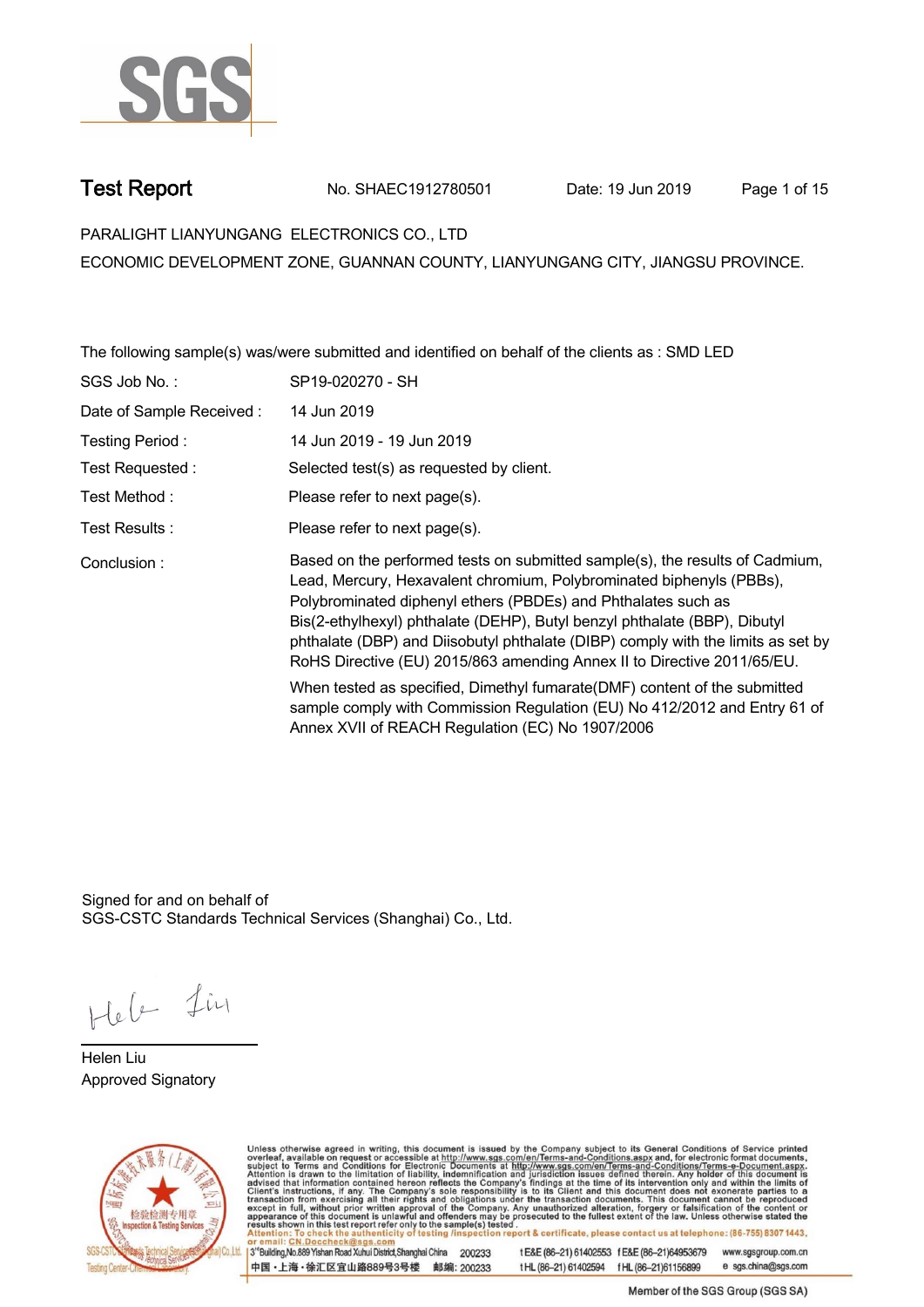# Test Report

No. SHAEC1912780501    Date: 19 Jun 2019

PARALIGHT LIANYUNGANG ELECTRONICS CO., LTD

ECONOMIC DEVELOPMENT ZONE, GUANNAN COUNTY, LIANYUNGANG CITY, JIANGSU PROVINCE.

The following sample(s) was/were submitted and identified on behalf of the clients as : SMD LED

| | |
|---|---|
| SGS Job No. : | SP19-020270 - SH |
| Date of Sample Received : | 14 Jun 2019 |
| Testing Period : | 14 Jun 2019 - 19 Jun 2019 |
| Test Requested : | Selected test(s) as requested by client. |
| Test Method : | Please refer to next page(s). |
| Test Results : | Please refer to next page(s). |
| Conclusion : | Based on the performed tests on submitted sample(s), the results of Cadmium, Lead, Mercury, Hexavalent chromium, Polybrominated biphenyls (PBBs), Polybrominated diphenyl ethers (PBDEs) and Phthalates such as Bis(2-ethylhexyl) phthalate (DEHP), Butyl benzyl phthalate (BBP), Dibutyl phthalate (DBP) and Diisobutyl phthalate (DIBP) comply with the limits as set by RoHS Directive (EU) 2015/863 amending Annex II to Directive 2011/65/EU.<br><br>When tested as specified, Dimethyl fumarate(DMF) content of the submitted sample comply with Commission Regulation (EU) No 412/2012 and Entry 61 of Annex XVII of REACH Regulation (EC) No 1907/2006 |

Signed for and on behalf of
SGS-CSTC Standards Technical Services (Shanghai) Co., Ltd.

Helen Liu
Approved Signatory

Unless otherwise agreed in writing, this document is issued by the Company subject to its General Conditions of Service printed overleaf, available on request or accessible at http://www.sgs.com/en/Terms-and-Conditions.aspx and, for electronic format documents, subject to Terms and Conditions for Electronic Documents at http://www.sgs.com/en/Terms-and-Conditions/Terms-e-Document.aspx. Attention is drawn to the limitation of liability, indemnification and jurisdiction issues defined therein. Any holder of this document is advised that information contained hereon reflects the Company's findings at the time of its intervention only and within the limits of Client's instructions, if any. The Company's sole responsibility is to its Client and this document does not exonerate parties to a transaction from exercising all their rights and obligations under the transaction documents. This document cannot be reproduced except in full, without prior written approval of the Company. Any unauthorized alteration, forgery or falsification of the content or appearance of this document is unlawful and offenders may be prosecuted to the fullest extent of the law. Unless otherwise stated the results shown in this test report refer only to the sample(s) tested.
Attention: To check the authenticity of testing /inspection report & certificate, please contact us at telephone: (86-755) 8307 1443, or email: CN.Doccheck@sgs.com

3rd Building,No.889 Yishan Road Xuhui District,Shanghai China 200233 t E&E (86–21) 61402553 f E&E (86–21)64953679 www.sgsgroup.com.cn
中国・上海・徐汇区宜山路889号3号楼 邮编: 200233 t HL (86–21) 61402594 f HL (86–21)61156899 e sgs.china@sgs.com

Member of the SGS Group (SGS SA)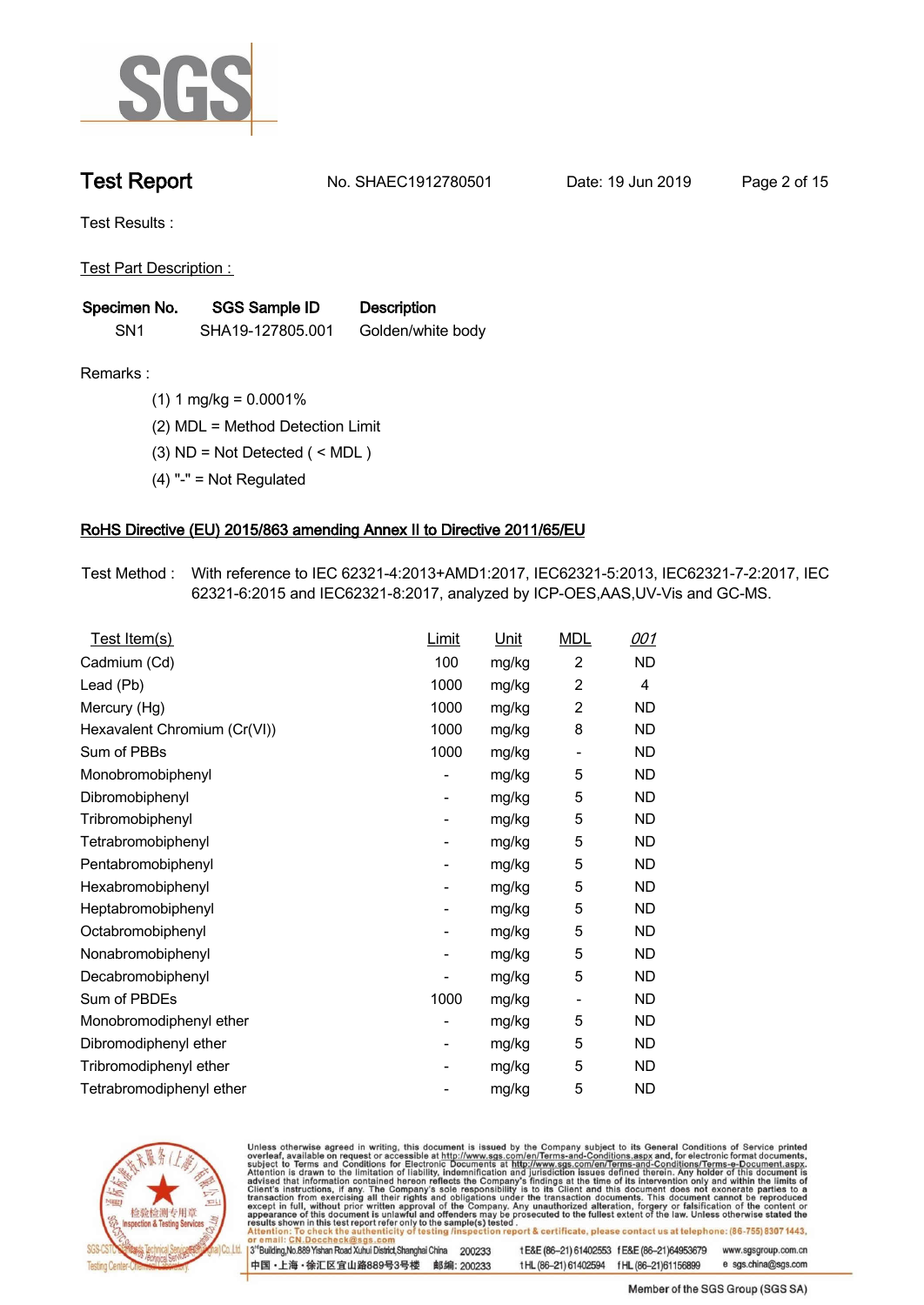# Test Report

No. SHAEC1912780501    Date: 19 Jun 2019

Test Results :

Test Part Description :

| Specimen No. | SGS Sample ID | Description |
|---|---|---|
| SN1 | SHA19-127805.001 | Golden/white body |

Remarks :

(1) 1 mg/kg = 0.0001%

(2) MDL = Method Detection Limit

(3) ND = Not Detected ( < MDL )

(4) "-" = Not Regulated

## RoHS Directive (EU) 2015/863 amending Annex II to Directive 2011/65/EU

Test Method : With reference to IEC 62321-4:2013+AMD1:2017, IEC62321-5:2013, IEC62321-7-2:2017, IEC 62321-6:2015 and IEC62321-8:2017, analyzed by ICP-OES,AAS,UV-Vis and GC-MS.

| Test Item(s) | Limit | Unit | MDL | 001 |
|---|---|---|---|---|
| Cadmium (Cd) | 100 | mg/kg | 2 | ND |
| Lead (Pb) | 1000 | mg/kg | 2 | 4 |
| Mercury (Hg) | 1000 | mg/kg | 2 | ND |
| Hexavalent Chromium (Cr(VI)) | 1000 | mg/kg | 8 | ND |
| Sum of PBBs | 1000 | mg/kg | - | ND |
| Monobromobiphenyl | - | mg/kg | 5 | ND |
| Dibromobiphenyl | - | mg/kg | 5 | ND |
| Tribromobiphenyl | - | mg/kg | 5 | ND |
| Tetrabromobiphenyl | - | mg/kg | 5 | ND |
| Pentabromobiphenyl | - | mg/kg | 5 | ND |
| Hexabromobiphenyl | - | mg/kg | 5 | ND |
| Heptabromobiphenyl | - | mg/kg | 5 | ND |
| Octabromobiphenyl | - | mg/kg | 5 | ND |
| Nonabromobiphenyl | - | mg/kg | 5 | ND |
| Decabromobiphenyl | - | mg/kg | 5 | ND |
| Sum of PBDEs | 1000 | mg/kg | - | ND |
| Monobromodiphenyl ether | - | mg/kg | 5 | ND |
| Dibromodiphenyl ether | - | mg/kg | 5 | ND |
| Tribromodiphenyl ether | - | mg/kg | 5 | ND |
| Tetrabromodiphenyl ether | - | mg/kg | 5 | ND |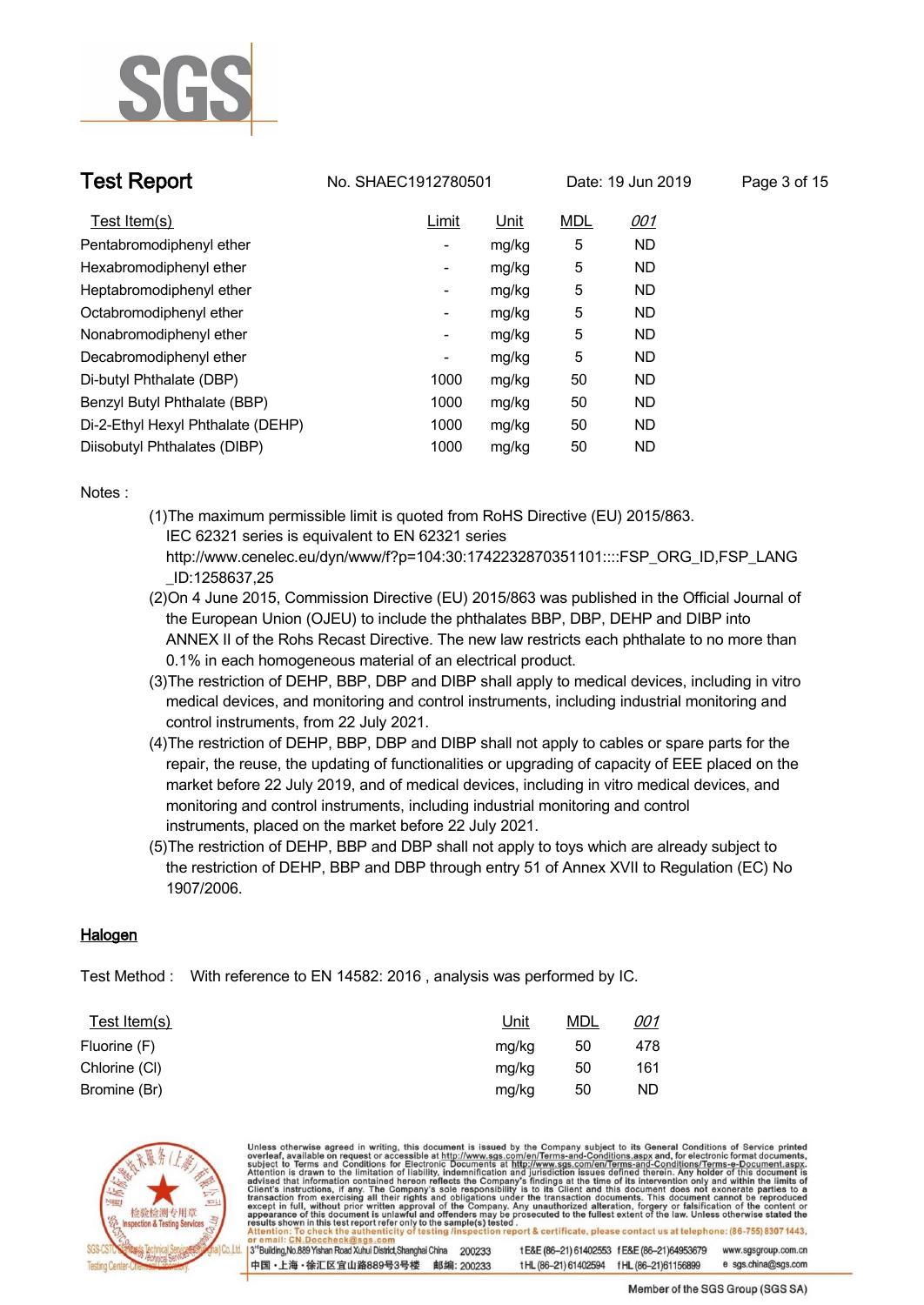| Test Item(s) | Limit | Unit | MDL | 001 |
|---|---|---|---|---|
| Pentabromodiphenyl ether | - | mg/kg | 5 | ND |
| Hexabromodiphenyl ether | - | mg/kg | 5 | ND |
| Heptabromodiphenyl ether | - | mg/kg | 5 | ND |
| Octabromodiphenyl ether | - | mg/kg | 5 | ND |
| Nonabromodiphenyl ether | - | mg/kg | 5 | ND |
| Decabromodiphenyl ether | - | mg/kg | 5 | ND |
| Di-butyl Phthalate (DBP) | 1000 | mg/kg | 50 | ND |
| Benzyl Butyl Phthalate (BBP) | 1000 | mg/kg | 50 | ND |
| Di-2-Ethyl Hexyl Phthalate (DEHP) | 1000 | mg/kg | 50 | ND |
| Diisobutyl Phthalates (DIBP) | 1000 | mg/kg | 50 | ND |

Notes :

(1)The maximum permissible limit is quoted from RoHS Directive (EU) 2015/863. IEC 62321 series is equivalent to EN 62321 series http://www.cenelec.eu/dyn/www/f?p=104:30:1742232870351101::::FSP_ORG_ID,FSP_LANG_ID:1258637,25

(2)On 4 June 2015, Commission Directive (EU) 2015/863 was published in the Official Journal of the European Union (OJEU) to include the phthalates BBP, DBP, DEHP and DIBP into ANNEX II of the Rohs Recast Directive. The new law restricts each phthalate to no more than 0.1% in each homogeneous material of an electrical product.

(3)The restriction of DEHP, BBP, DBP and DIBP shall apply to medical devices, including in vitro medical devices, and monitoring and control instruments, including industrial monitoring and control instruments, from 22 July 2021.

(4)The restriction of DEHP, BBP, DBP and DIBP shall not apply to cables or spare parts for the repair, the reuse, the updating of functionalities or upgrading of capacity of EEE placed on the market before 22 July 2019, and of medical devices, including in vitro medical devices, and monitoring and control instruments, including industrial monitoring and control instruments, placed on the market before 22 July 2021.

(5)The restriction of DEHP, BBP and DBP shall not apply to toys which are already subject to the restriction of DEHP, BBP and DBP through entry 51 of Annex XVII to Regulation (EC) No 1907/2006.

## Halogen

Test Method : With reference to EN 14582: 2016 , analysis was performed by IC.

| Test Item(s) | Unit | MDL | 001 |
|---|---|---|---|
| Fluorine (F) | mg/kg | 50 | 478 |
| Chlorine (Cl) | mg/kg | 50 | 161 |
| Bromine (Br) | mg/kg | 50 | ND |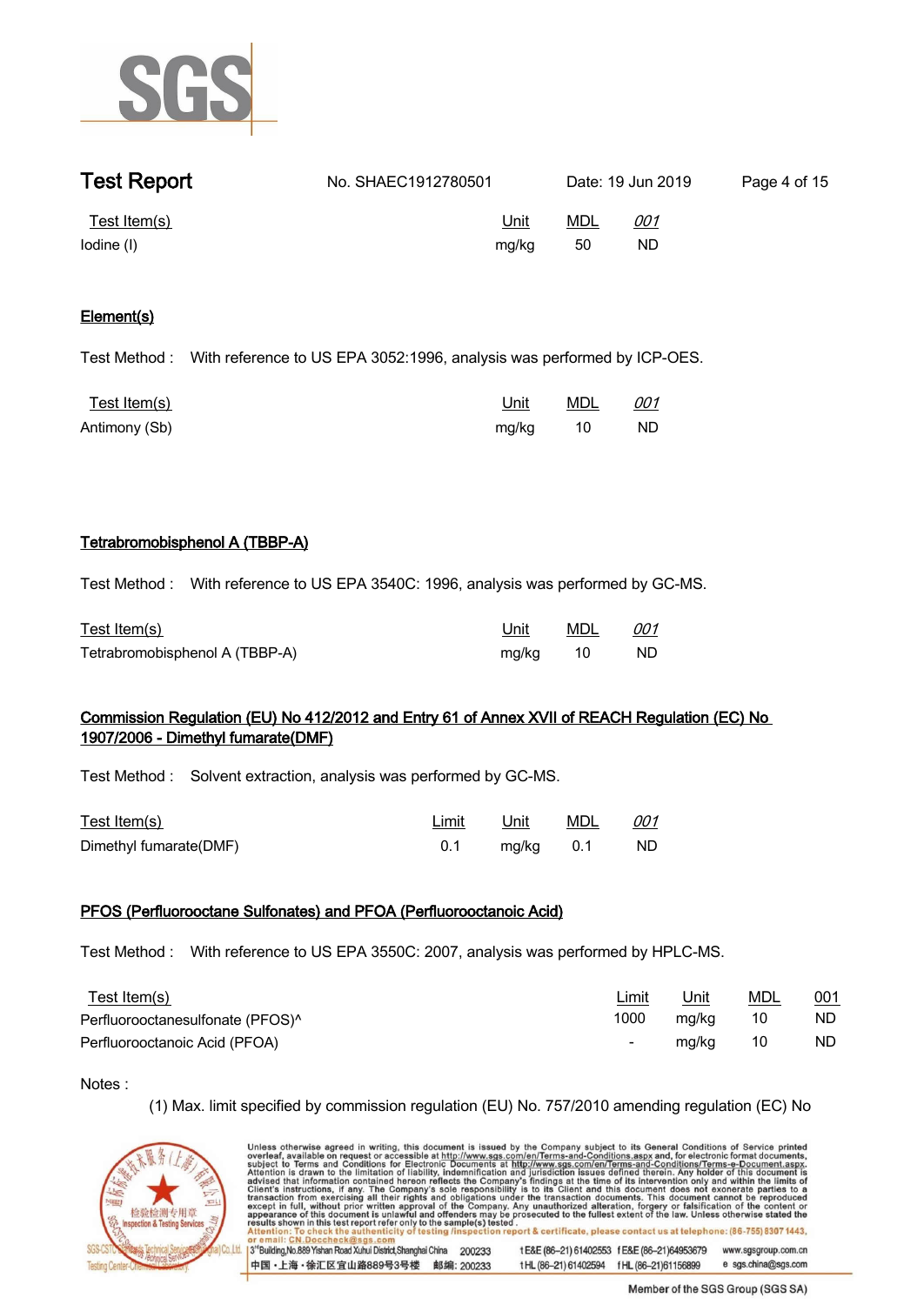| Test Item(s) | Unit | MDL | 001 |
|---|---|---|---|
| Iodine (I) | mg/kg | 50 | ND |

## Element(s)

Test Method : With reference to US EPA 3052:1996, analysis was performed by ICP-OES.

| Test Item(s) | Unit | MDL | 001 |
|---|---|---|---|
| Antimony (Sb) | mg/kg | 10 | ND |

## Tetrabromobisphenol A (TBBP-A)

Test Method : With reference to US EPA 3540C: 1996, analysis was performed by GC-MS.

| Test Item(s) | Unit | MDL | 001 |
|---|---|---|---|
| Tetrabromobisphenol A (TBBP-A) | mg/kg | 10 | ND |

## Commission Regulation (EU) No 412/2012 and Entry 61 of Annex XVII of REACH Regulation (EC) No 1907/2006 - Dimethyl fumarate(DMF)

Test Method : Solvent extraction, analysis was performed by GC-MS.

| Test Item(s) | Limit | Unit | MDL | 001 |
|---|---|---|---|---|
| Dimethyl fumarate(DMF) | 0.1 | mg/kg | 0.1 | ND |

## PFOS (Perfluorooctane Sulfonates) and PFOA (Perfluorooctanoic Acid)

Test Method : With reference to US EPA 3550C: 2007, analysis was performed by HPLC-MS.

| Test Item(s) | Limit | Unit | MDL | 001 |
|---|---|---|---|---|
| Perfluorooctanesulfonate (PFOS)^ | 1000 | mg/kg | 10 | ND |
| Perfluorooctanoic Acid (PFOA) | - | mg/kg | 10 | ND |

Notes :

(1) Max. limit specified by commission regulation (EU) No. 757/2010 amending regulation (EC) No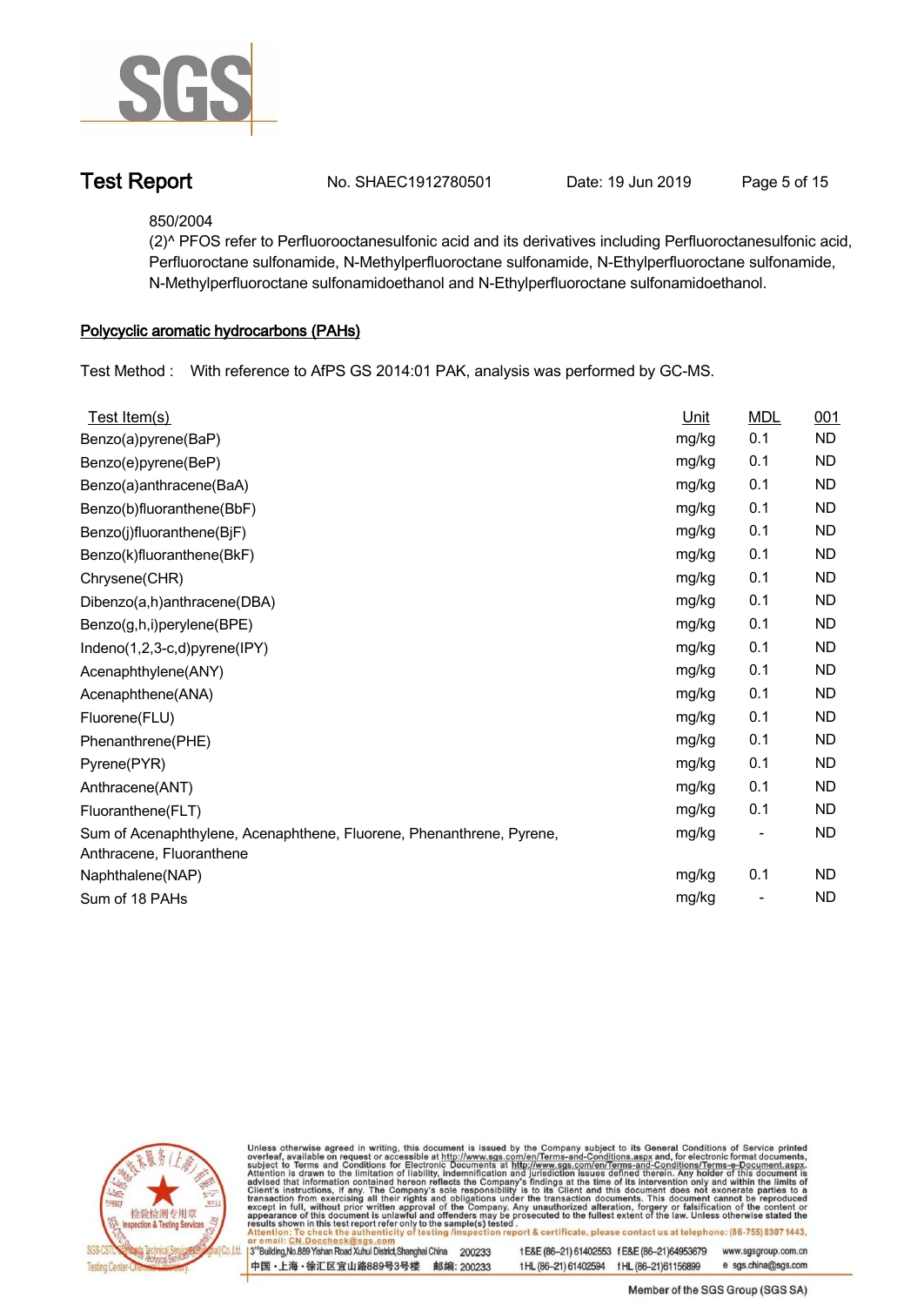850/2004

(2)^ PFOS refer to Perfluorooctanesulfonic acid and its derivatives including Perfluorooctanesulfonic acid, Perfluorooctane sulfonamide, N-Methylperfluoroctane sulfonamide, N-Ethylperfluoroctane sulfonamide, N-Methylperfluoroctane sulfonamidoethanol and N-Ethylperfluoroctane sulfonamidoethanol.

## Polycyclic aromatic hydrocarbons (PAHs)

Test Method : With reference to AfPS GS 2014:01 PAK, analysis was performed by GC-MS.

| Test Item(s) | Unit | MDL | 001 |
|---|---|---|---|
| Benzo(a)pyrene(BaP) | mg/kg | 0.1 | ND |
| Benzo(e)pyrene(BeP) | mg/kg | 0.1 | ND |
| Benzo(a)anthracene(BaA) | mg/kg | 0.1 | ND |
| Benzo(b)fluoranthene(BbF) | mg/kg | 0.1 | ND |
| Benzo(j)fluoranthene(BjF) | mg/kg | 0.1 | ND |
| Benzo(k)fluoranthene(BkF) | mg/kg | 0.1 | ND |
| Chrysene(CHR) | mg/kg | 0.1 | ND |
| Dibenzo(a,h)anthracene(DBA) | mg/kg | 0.1 | ND |
| Benzo(g,h,i)perylene(BPE) | mg/kg | 0.1 | ND |
| Indeno(1,2,3-c,d)pyrene(IPY) | mg/kg | 0.1 | ND |
| Acenaphthylene(ANY) | mg/kg | 0.1 | ND |
| Acenaphthene(ANA) | mg/kg | 0.1 | ND |
| Fluorene(FLU) | mg/kg | 0.1 | ND |
| Phenanthrene(PHE) | mg/kg | 0.1 | ND |
| Pyrene(PYR) | mg/kg | 0.1 | ND |
| Anthracene(ANT) | mg/kg | 0.1 | ND |
| Fluoranthene(FLT) | mg/kg | 0.1 | ND |
| Sum of Acenaphthylene, Acenaphthene, Fluorene, Phenanthrene, Pyrene, Anthracene, Fluoranthene | mg/kg | - | ND |
| Naphthalene(NAP) | mg/kg | 0.1 | ND |
| Sum of 18 PAHs | mg/kg | - | ND |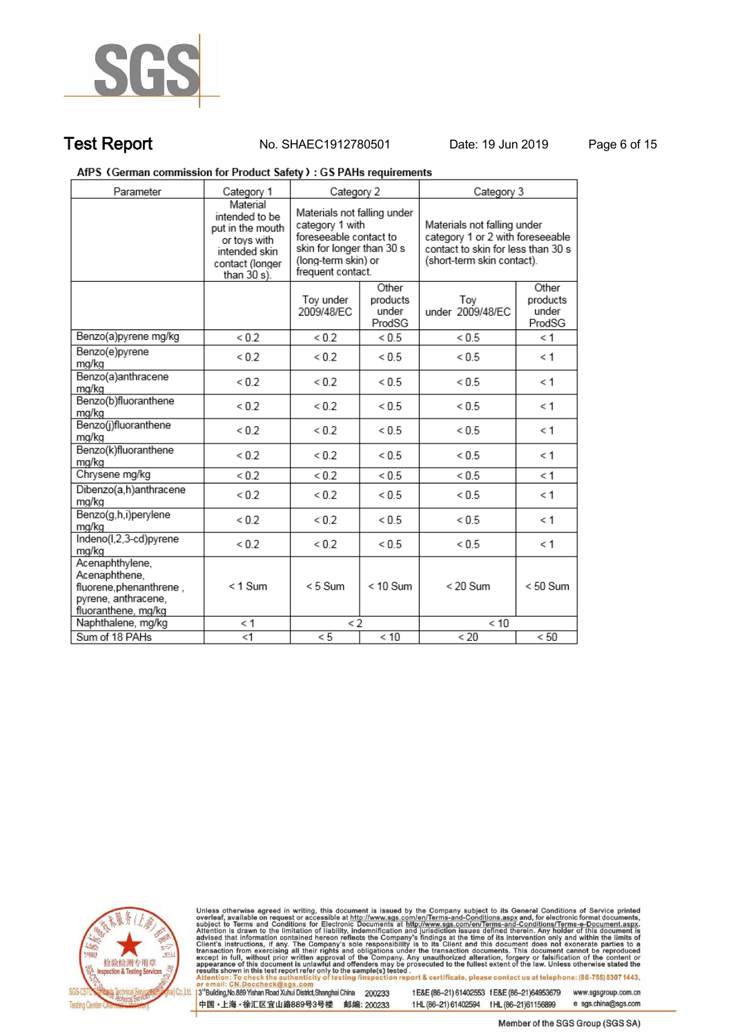# Test Report

No. SHAEC1912780501 Date: 19 Jun 2019

AfPS（German commission for Product Safety）: GS PAHs requirements

| Parameter | Category 1 | Category 2 | | Category 3 | |
|---|---|---|---|---|---|
| | Material intended to be put in the mouth or toys with intended skin contact (longer than 30 s). | Materials not falling under category 1 with foreseeable contact to skin for longer than 30 s (long-term skin) or frequent contact. | | Materials not falling under category 1 or 2 with foreseeable contact to skin for less than 30 s (short-term skin contact). | |
| | | Toy under 2009/48/EC | Other products under ProdSG | Toy under 2009/48/EC | Other products under ProdSG |
| Benzo(a)pyrene mg/kg | < 0.2 | < 0.2 | < 0.5 | < 0.5 | < 1 |
| Benzo(e)pyrene mg/kg | < 0.2 | < 0.2 | < 0.5 | < 0.5 | < 1 |
| Benzo(a)anthracene mg/kg | < 0.2 | < 0.2 | < 0.5 | < 0.5 | < 1 |
| Benzo(b)fluoranthene mg/kg | < 0.2 | < 0.2 | < 0.5 | < 0.5 | < 1 |
| Benzo(j)fluoranthene mg/kg | < 0.2 | < 0.2 | < 0.5 | < 0.5 | < 1 |
| Benzo(k)fluoranthene mg/kg | < 0.2 | < 0.2 | < 0.5 | < 0.5 | < 1 |
| Chrysene mg/kg | < 0.2 | < 0.2 | < 0.5 | < 0.5 | < 1 |
| Dibenzo(a,h)anthracene mg/kg | < 0.2 | < 0.2 | < 0.5 | < 0.5 | < 1 |
| Benzo(g,h,i)perylene mg/kg | < 0.2 | < 0.2 | < 0.5 | < 0.5 | < 1 |
| Indeno(l,2,3-cd)pyrene mg/kg | < 0.2 | < 0.2 | < 0.5 | < 0.5 | < 1 |
| Acenaphthylene, Acenaphthene, fluorene,phenanthrene , pyrene, anthracene, fluoranthene, mg/kg | < 1 Sum | < 5 Sum | < 10 Sum | < 20 Sum | < 50 Sum |
| Naphthalene, mg/kg | < 1 | < 2 | | < 10 | |
| Sum of 18 PAHs | <1 | < 5 | < 10 | < 20 | < 50 |

Unless otherwise agreed in writing, this document is issued by the Company subject to its General Conditions of Service printed overleaf, available on request or accessible at http://www.sgs.com/en/Terms-and-Conditions.aspx and, for electronic format documents, subject to Terms and Conditions for Electronic Documents at http://www.sgs.com/en/Terms-and-Conditions/Terms-e-Document.aspx. Attention is drawn to the limitation of liability, indemnification and jurisdiction issues defined therein. Any holder of this document is advised that information contained hereon reflects the Company's findings at the time of its intervention only and within the limits of Client's instructions, if any. The Company's sole responsibility is to its Client and this document does not exonerate parties to a transaction from exercising all their rights and obligations under the transaction documents. This document cannot be reproduced except in full, without prior written approval of the Company. Any unauthorized alteration, forgery or falsification of the content or appearance of this document is unlawful and offenders may be prosecuted to the fullest extent of the law. Unless otherwise stated the results shown in this test report refer only to the sample(s) tested.
Attention: To check the authenticity of testing /inspection report & certificate, please contact us at telephone: (86-755) 8307 1443, or email: CN.Doccheck@sgs.com

3rdBuilding,No.889 Yishan Road Xuhui District,Shanghai China 200233 t E&E (86–21) 61402553 f E&E (86–21)64953679 www.sgsgroup.com.cn
中国・上海・徐汇区宜山路889号3号楼 邮编: 200233 t HL (86–21) 61402594 f HL (86–21)61156899 e sgs.china@sgs.com

Member of the SGS Group (SGS SA)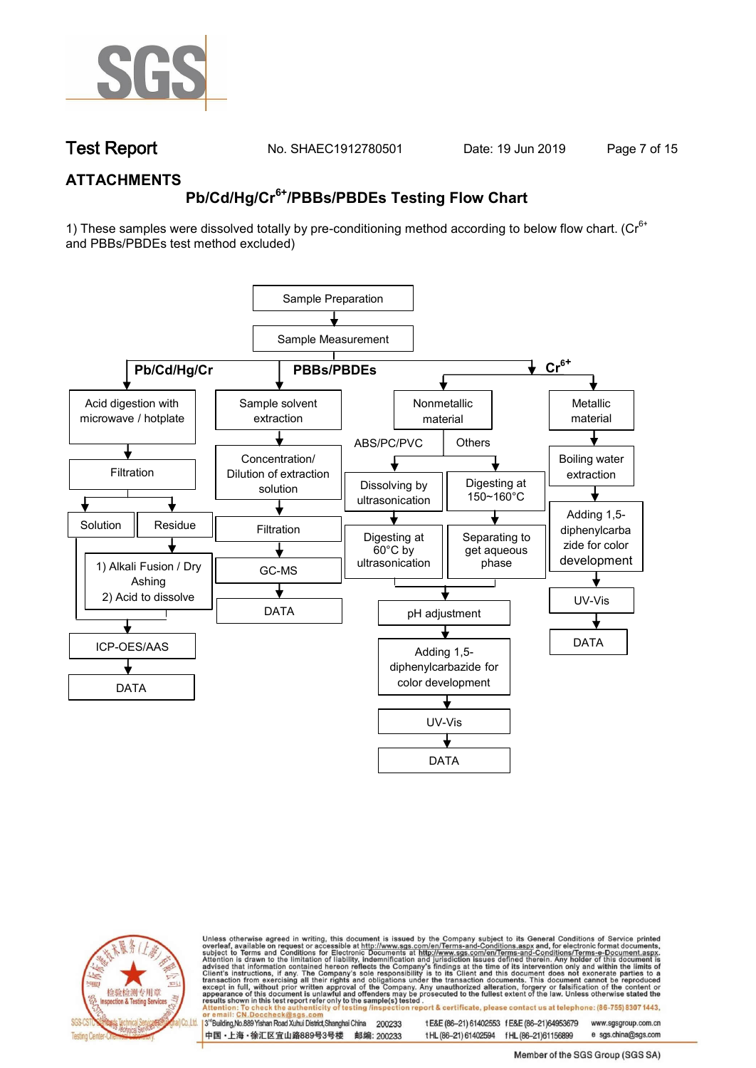## ATTACHMENTS

### Pb/Cd/Hg/$Cr^{6+}$/PBBs/PBDEs Testing Flow Chart

1) These samples were dissolved totally by pre-conditioning method according to below flow chart. ($Cr^{6+}$ and PBBs/PBDEs test method excluded)

Sample Preparation → Sample Measurement

**Pb/Cd/Hg/Cr**
- Acid digestion with microwave / hotplate
- Filtration
- Solution / Residue
  - Residue: 1) Alkali Fusion / Dry Ashing 2) Acid to dissolve
- ICP-OES/AAS
- DATA

**PBBs/PBDEs**
- Sample solvent extraction
- Concentration/ Dilution of extraction solution
- Filtration
- GC-MS
- DATA

**$Cr^{6+}$**
- Nonmetallic material
  - ABS/PC/PVC: Dissolving by ultrasonication → Digesting at 60°C by ultrasonication
  - Others: Digesting at 150~160°C → Separating to get aqueous phase
  - pH adjustment
  - Adding 1,5-diphenylcarbazide for color development
  - UV-Vis
  - DATA
- Metallic material
  - Boiling water extraction
  - Adding 1,5-diphenylcarbazide for color development
  - UV-Vis
  - DATA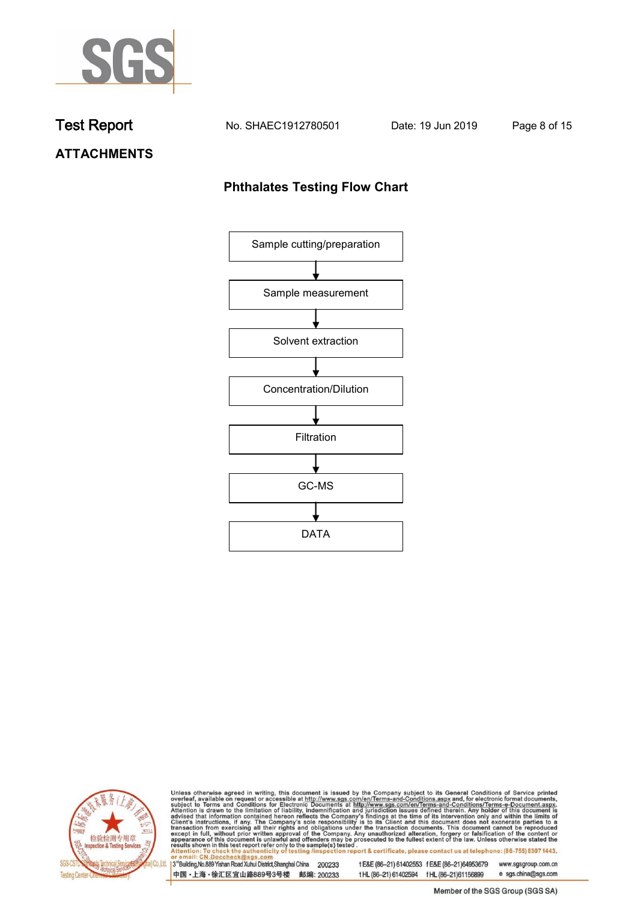# Test Report

No. SHAEC1912780501 Date: 19 Jun 2019

## ATTACHMENTS

### Phthalates Testing Flow Chart

Sample cutting/preparation

↓

Sample measurement

↓

Solvent extraction

↓

Concentration/Dilution

↓

Filtration

↓

GC-MS

↓

DATA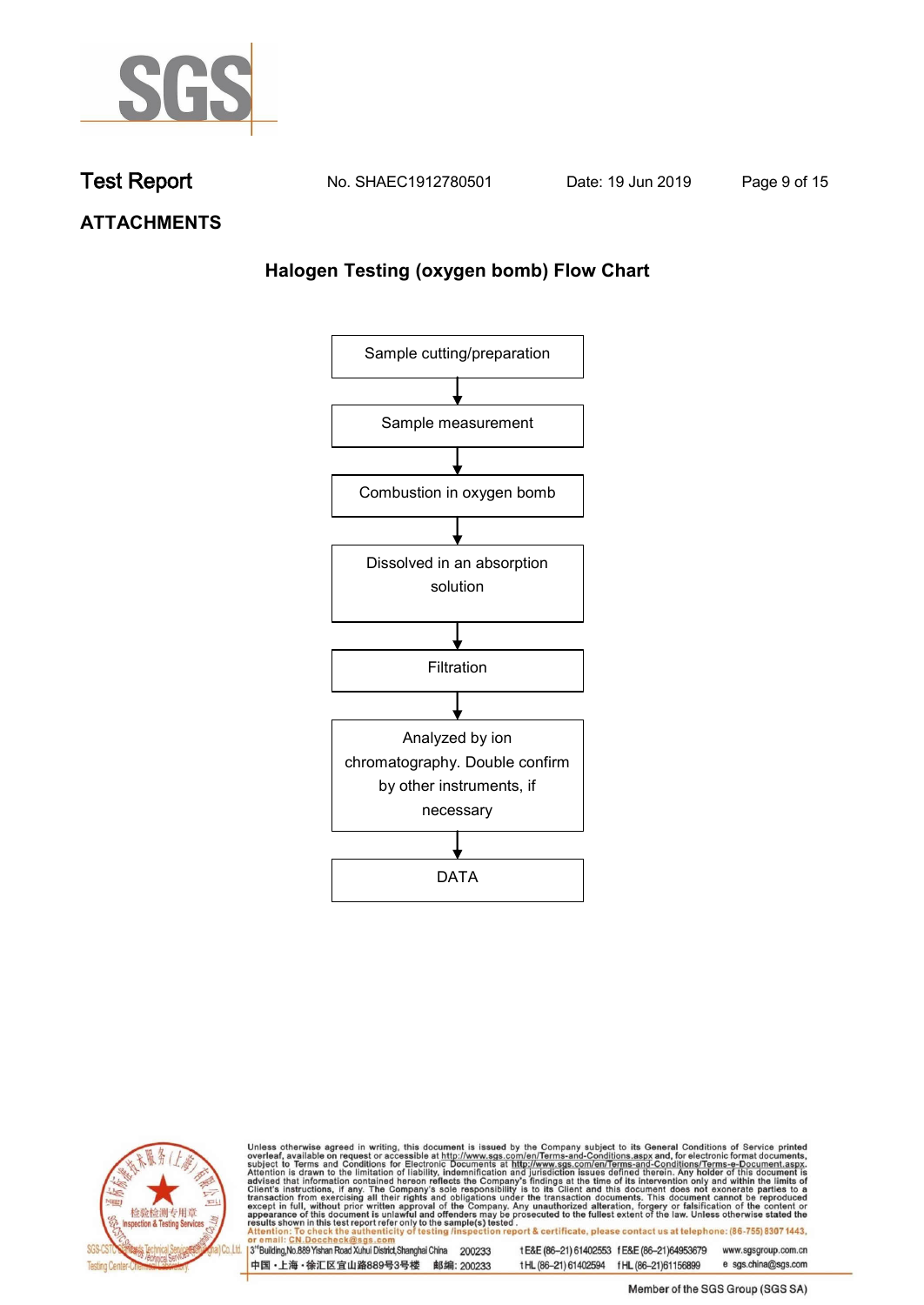## ATTACHMENTS

### Halogen Testing (oxygen bomb) Flow Chart

Sample cutting/preparation

↓

Sample measurement

↓

Combustion in oxygen bomb

↓

Dissolved in an absorption solution

↓

Filtration

↓

Analyzed by ion chromatography. Double confirm by other instruments, if necessary

↓

DATA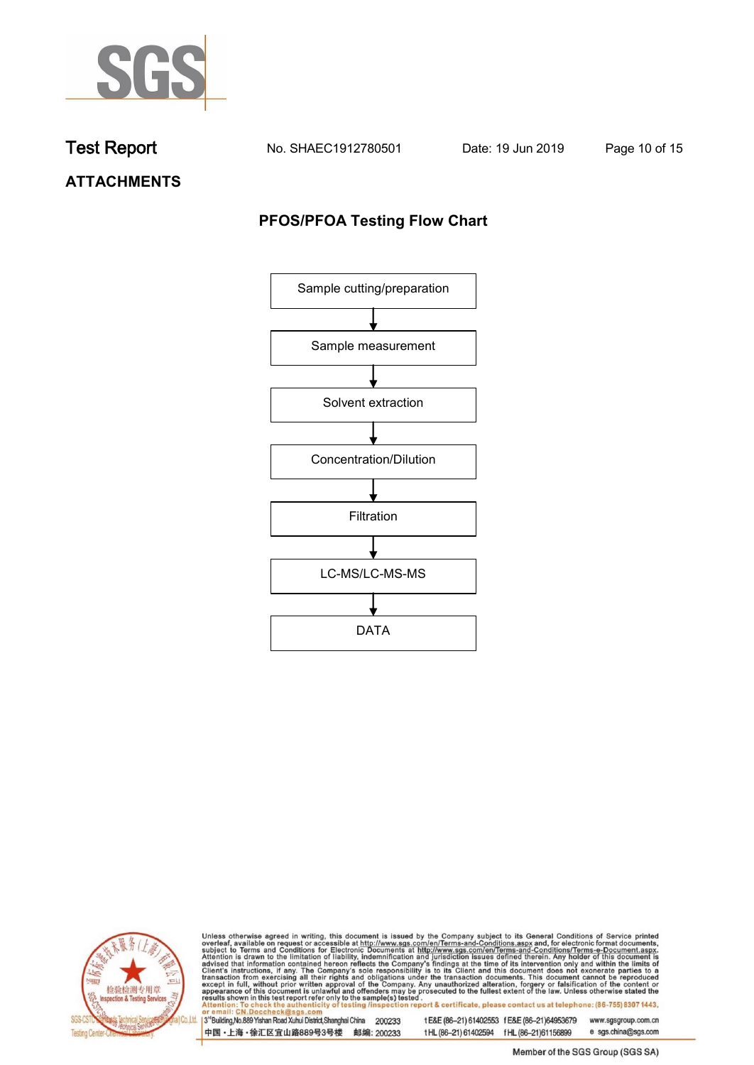## ATTACHMENTS

### PFOS/PFOA Testing Flow Chart

Sample cutting/preparation

↓

Sample measurement

↓

Solvent extraction

↓

Concentration/Dilution

↓

Filtration

↓

LC-MS/LC-MS-MS

↓

DATA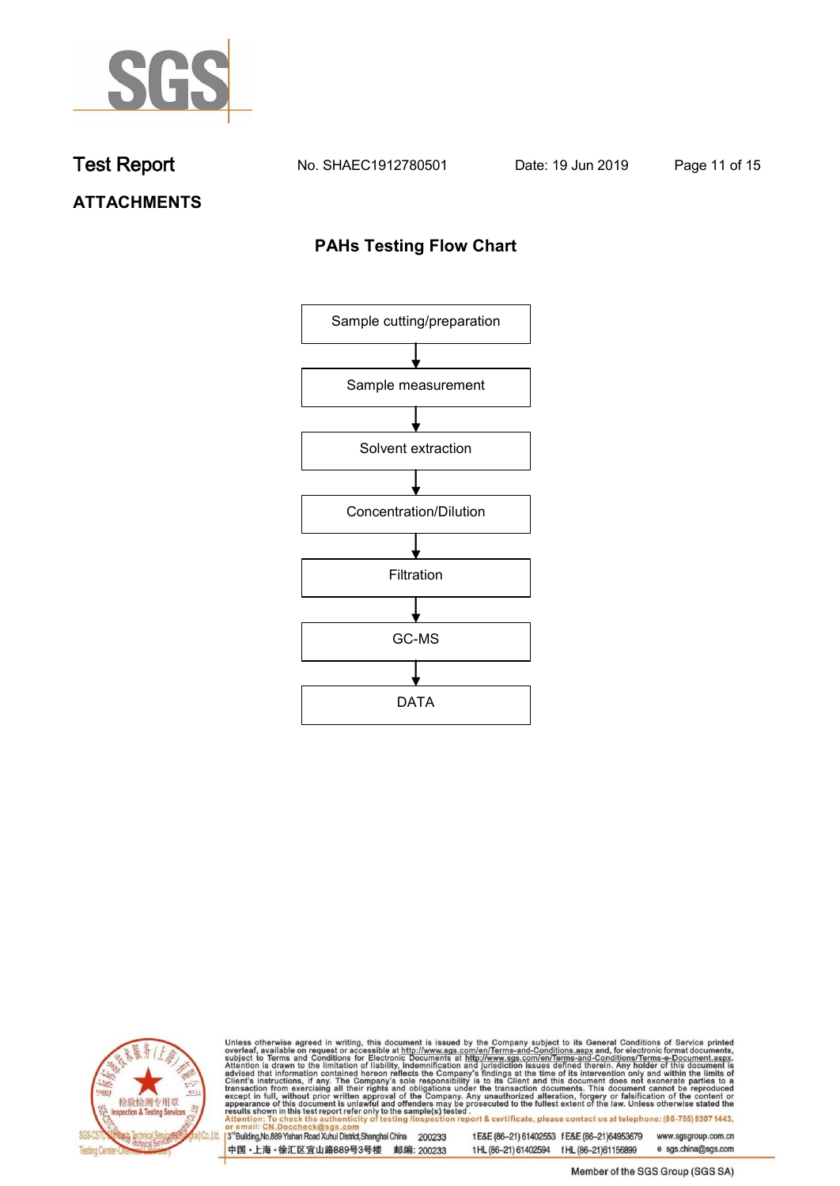**Test Report** No. SHAEC1912780501 Date: 19 Jun 2019

## ATTACHMENTS

### PAHs Testing Flow Chart

Sample cutting/preparation

↓

Sample measurement

↓

Solvent extraction

↓

Concentration/Dilution

↓

Filtration

↓

GC-MS

↓

DATA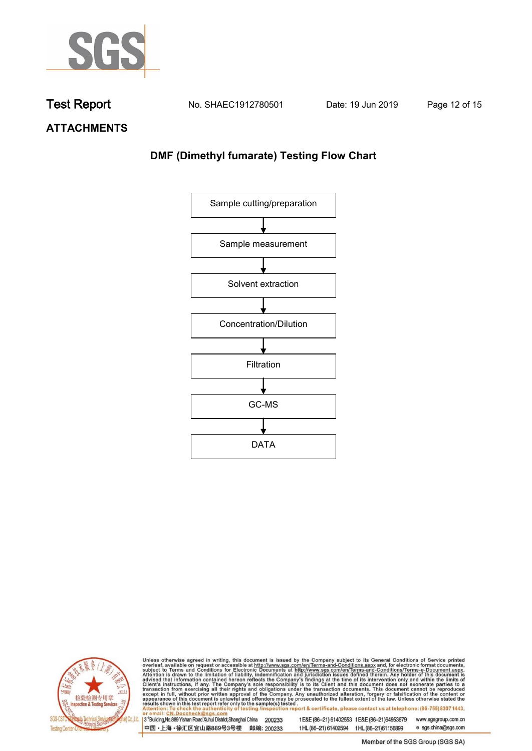## ATTACHMENTS

### DMF (Dimethyl fumarate) Testing Flow Chart

Sample cutting/preparation

↓

Sample measurement

↓

Solvent extraction

↓

Concentration/Dilution

↓

Filtration

↓

GC-MS

↓

DATA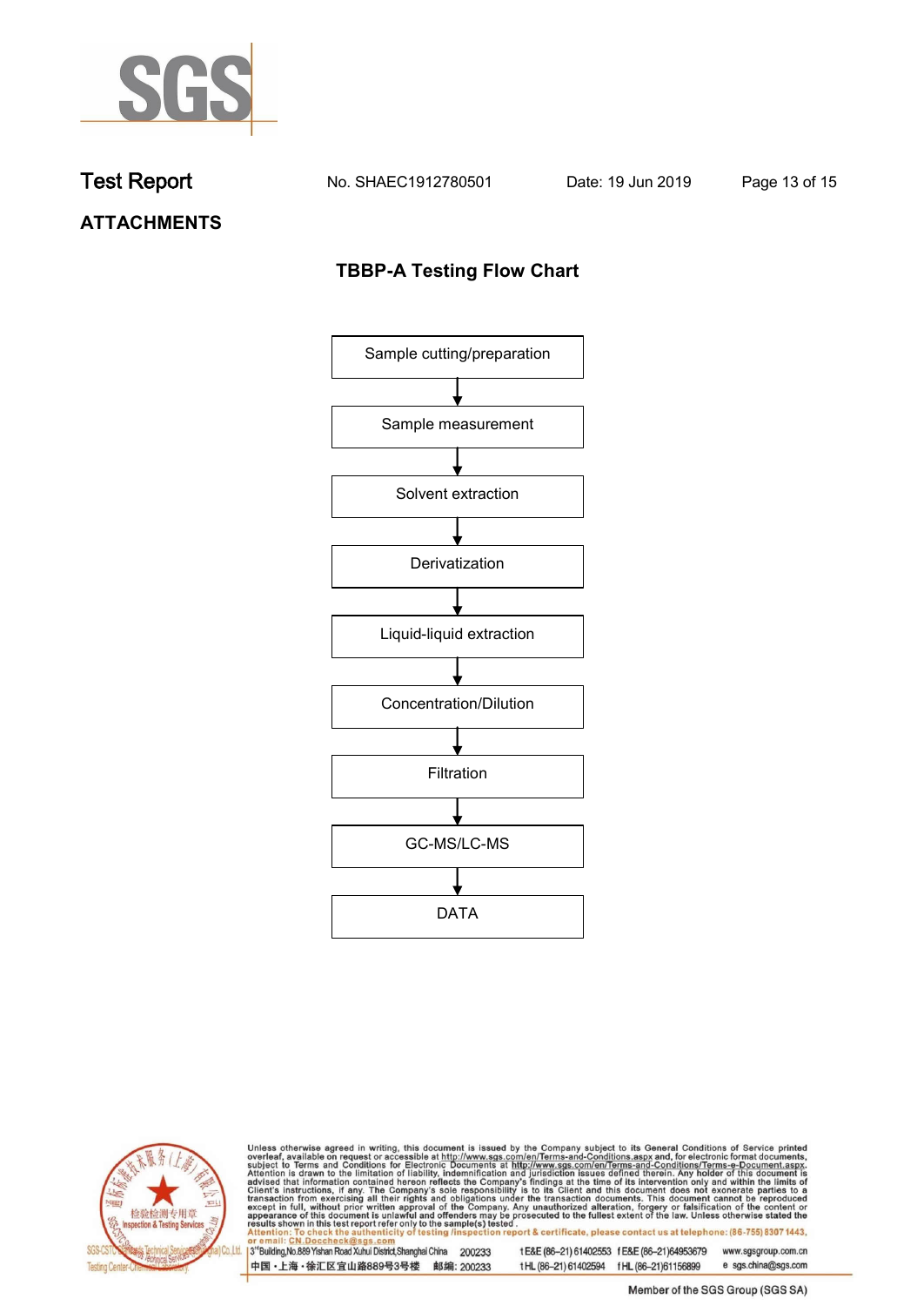## ATTACHMENTS

### TBBP-A Testing Flow Chart

Sample cutting/preparation

↓

Sample measurement

↓

Solvent extraction

↓

Derivatization

↓

Liquid-liquid extraction

↓

Concentration/Dilution

↓

Filtration

↓

GC-MS/LC-MS

↓

DATA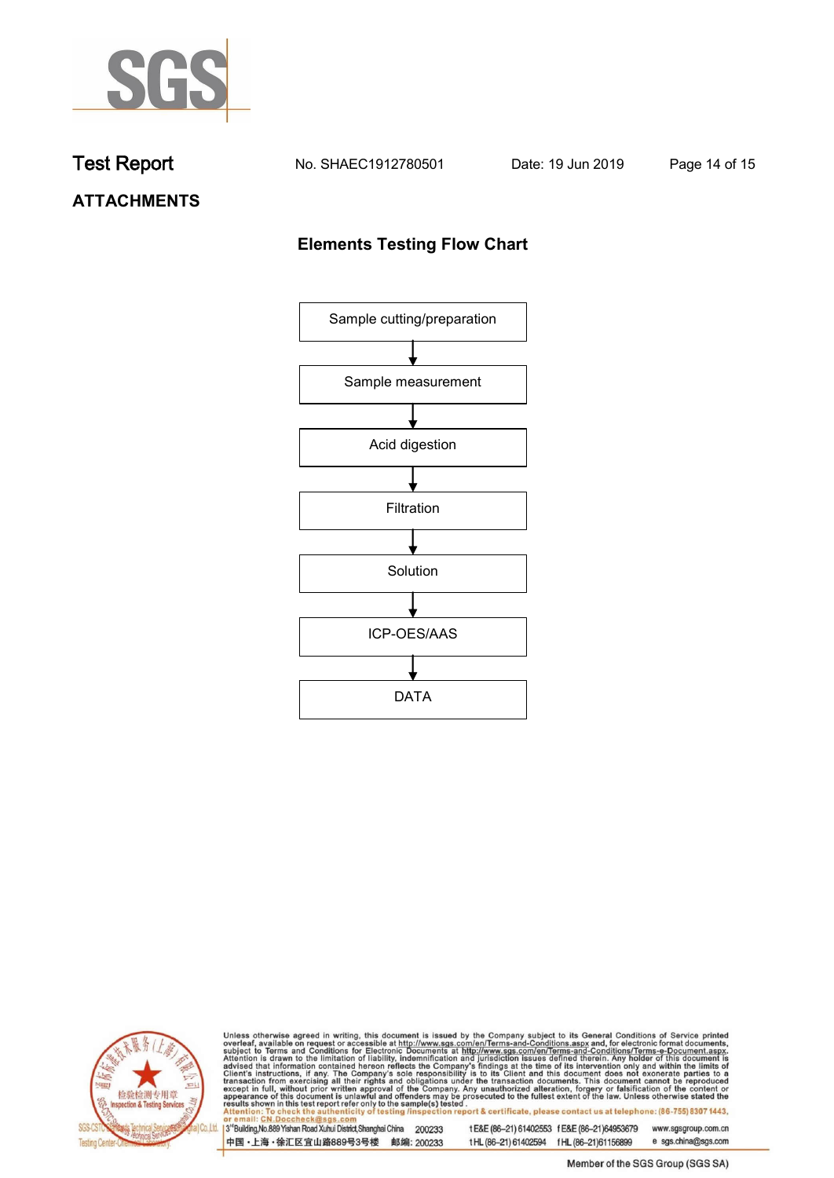## ATTACHMENTS

### Elements Testing Flow Chart

Sample cutting/preparation
↓
Sample measurement
↓
Acid digestion
↓
Filtration
↓
Solution
↓
ICP-OES/AAS
↓
DATA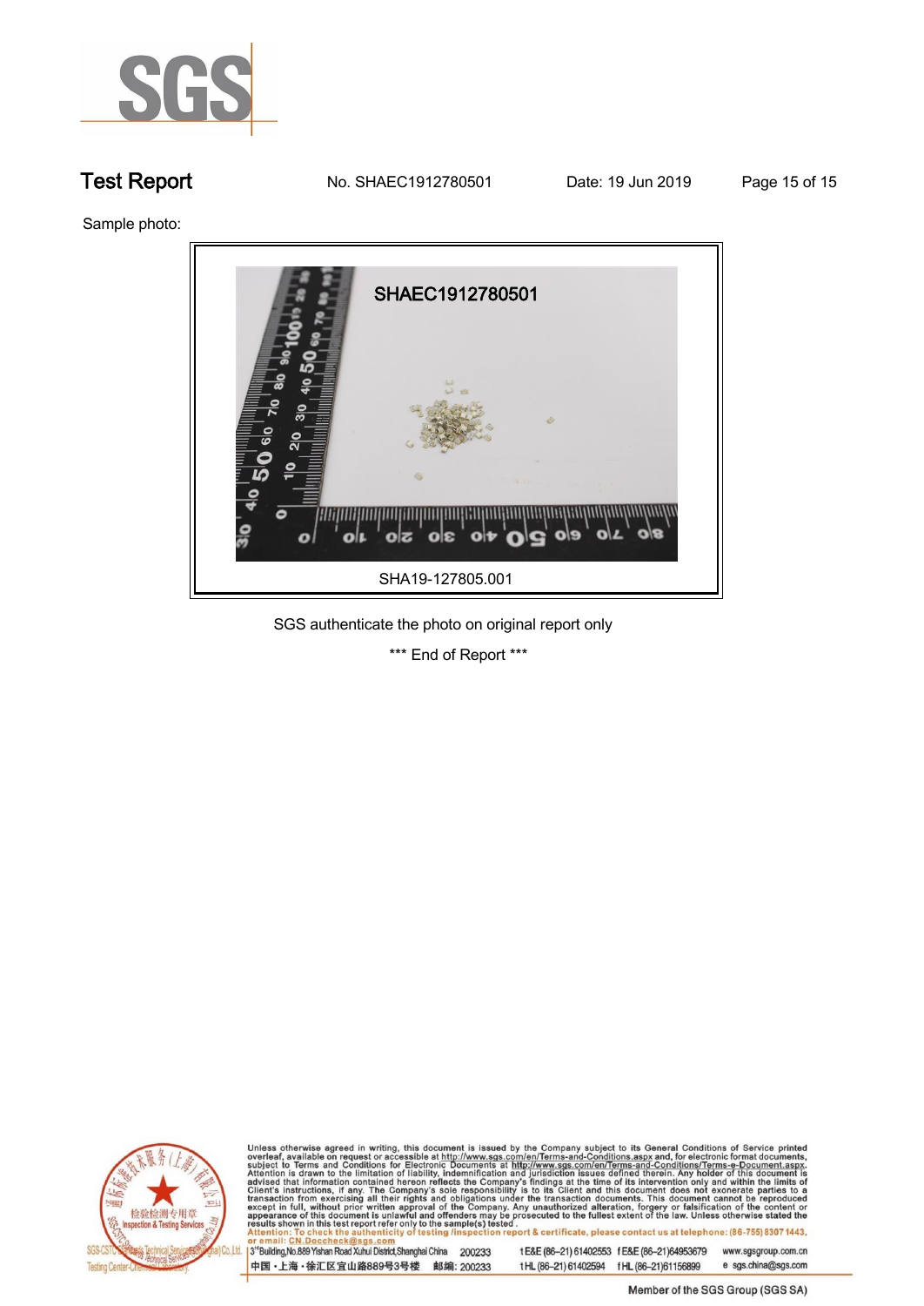Sample photo:

SHA19-127805.001

SGS authenticate the photo on original report only

*** End of Report ***